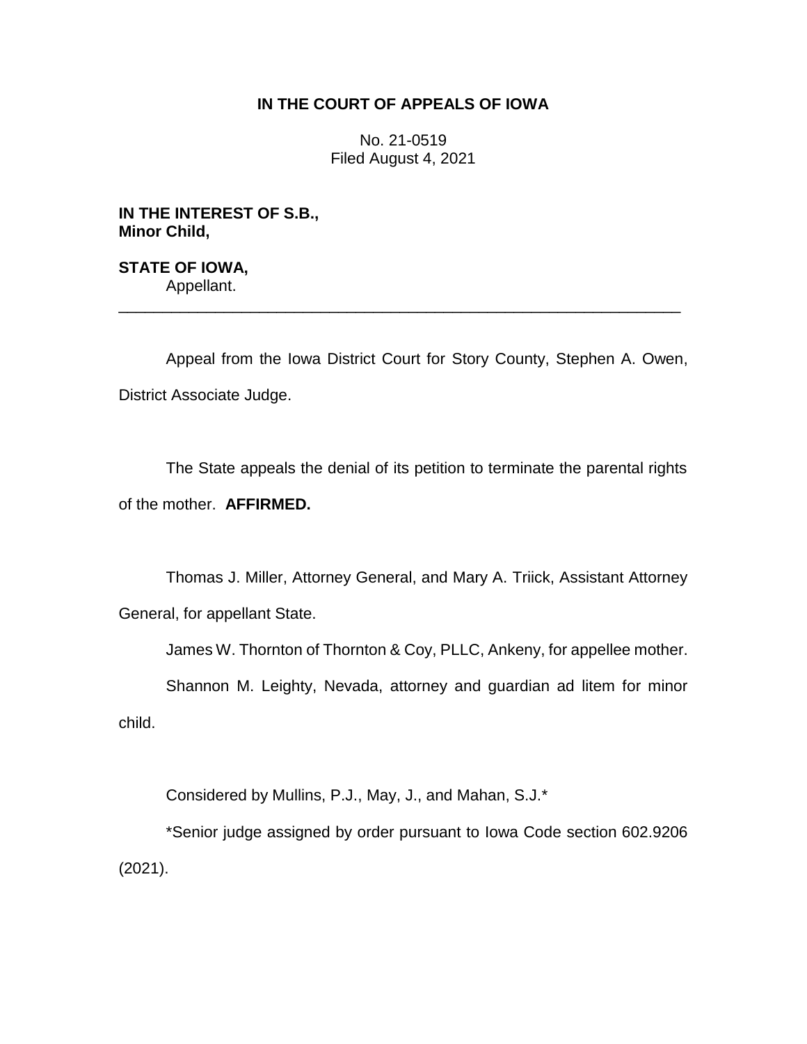# IN THE COURT OF APPEALS OF IOWA

No. 21-0519
Filed August 4, 2021

**IN THE INTEREST OF S.B., Minor Child,**

**STATE OF IOWA,**
Appellant.

---

Appeal from the Iowa District Court for Story County, Stephen A. Owen, District Associate Judge.

The State appeals the denial of its petition to terminate the parental rights of the mother. **AFFIRMED.**

Thomas J. Miller, Attorney General, and Mary A. Triick, Assistant Attorney General, for appellant State.

James W. Thornton of Thornton & Coy, PLLC, Ankeny, for appellee mother.

Shannon M. Leighty, Nevada, attorney and guardian ad litem for minor child.

Considered by Mullins, P.J., May, J., and Mahan, S.J.*

*Senior judge assigned by order pursuant to Iowa Code section 602.9206 (2021).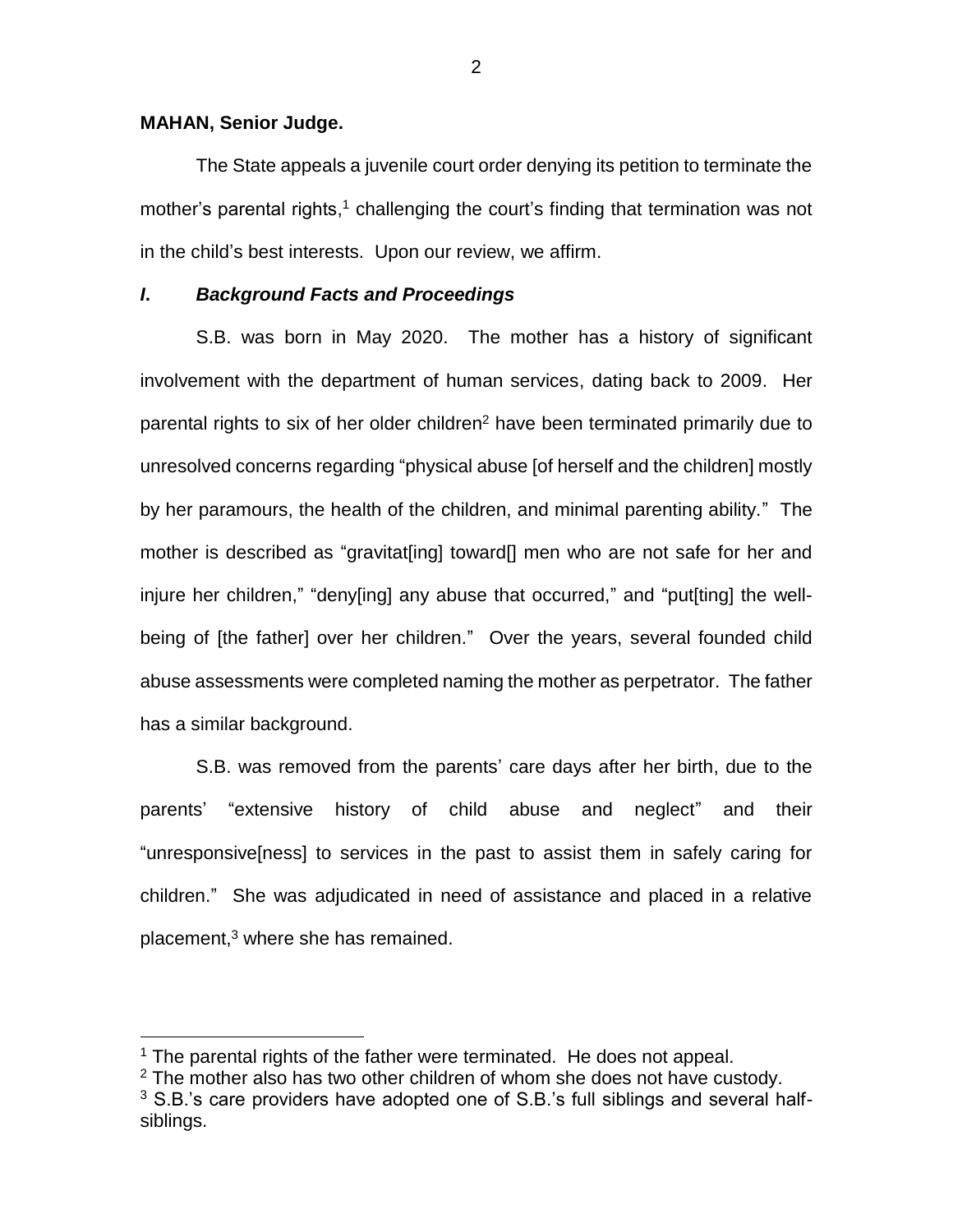**MAHAN, Senior Judge.**

The State appeals a juvenile court order denying its petition to terminate the mother's parental rights,[1] challenging the court's finding that termination was not in the child's best interests. Upon our review, we affirm.

## *I. Background Facts and Proceedings*

S.B. was born in May 2020. The mother has a history of significant involvement with the department of human services, dating back to 2009. Her parental rights to six of her older children[2] have been terminated primarily due to unresolved concerns regarding "physical abuse [of herself and the children] mostly by her paramours, the health of the children, and minimal parenting ability." The mother is described as "gravitat[ing] toward[] men who are not safe for her and injure her children," "deny[ing] any abuse that occurred," and "put[ting] the well-being of [the father] over her children." Over the years, several founded child abuse assessments were completed naming the mother as perpetrator. The father has a similar background.

S.B. was removed from the parents' care days after her birth, due to the parents' "extensive history of child abuse and neglect" and their "unresponsive[ness] to services in the past to assist them in safely caring for children." She was adjudicated in need of assistance and placed in a relative placement,[3] where she has remained.

---

[1] The parental rights of the father were terminated. He does not appeal.

[2] The mother also has two other children of whom she does not have custody.

[3] S.B.'s care providers have adopted one of S.B.'s full siblings and several half-siblings.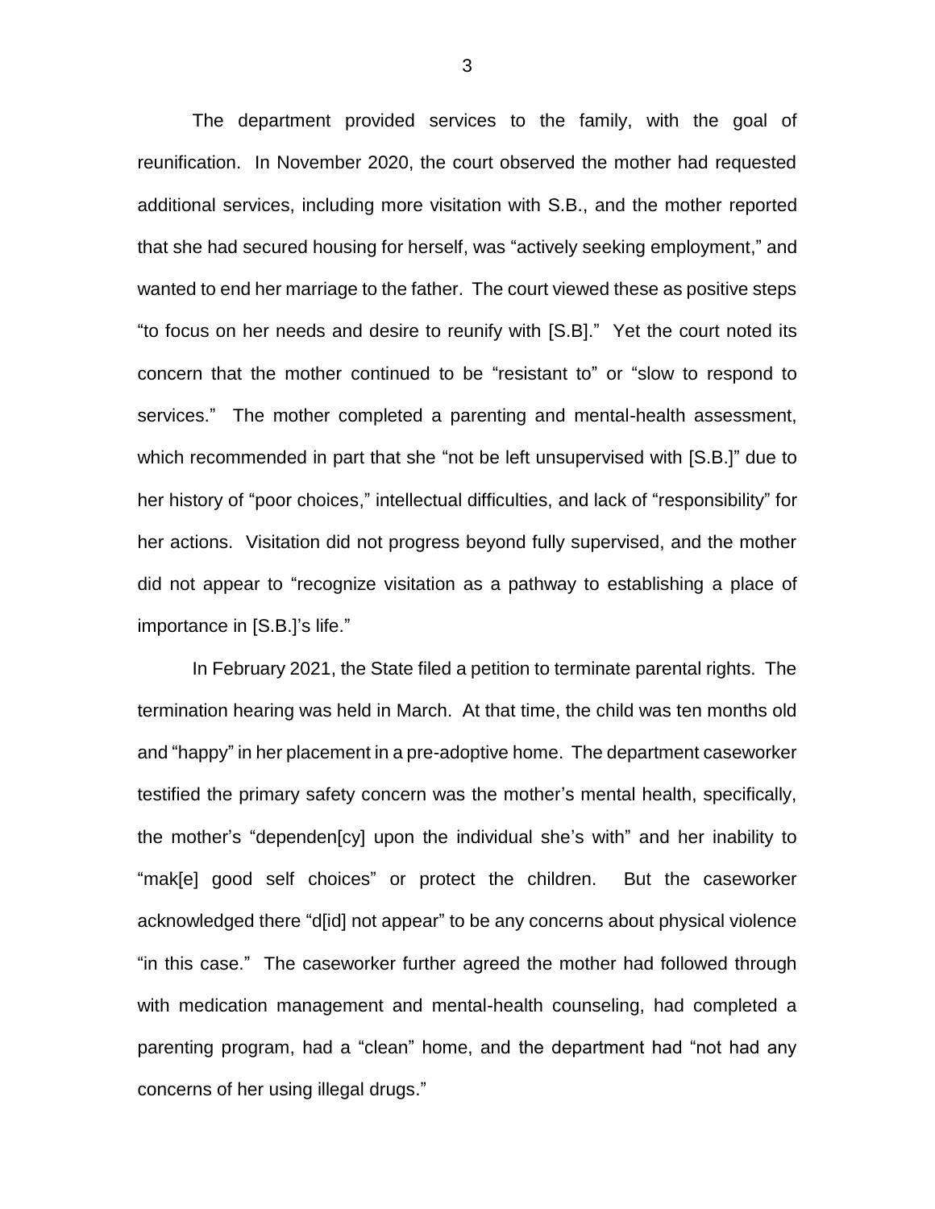The department provided services to the family, with the goal of reunification. In November 2020, the court observed the mother had requested additional services, including more visitation with S.B., and the mother reported that she had secured housing for herself, was "actively seeking employment," and wanted to end her marriage to the father. The court viewed these as positive steps "to focus on her needs and desire to reunify with [S.B]." Yet the court noted its concern that the mother continued to be "resistant to" or "slow to respond to services." The mother completed a parenting and mental-health assessment, which recommended in part that she "not be left unsupervised with [S.B.]" due to her history of "poor choices," intellectual difficulties, and lack of "responsibility" for her actions. Visitation did not progress beyond fully supervised, and the mother did not appear to "recognize visitation as a pathway to establishing a place of importance in [S.B.]'s life."

In February 2021, the State filed a petition to terminate parental rights. The termination hearing was held in March. At that time, the child was ten months old and "happy" in her placement in a pre-adoptive home. The department caseworker testified the primary safety concern was the mother's mental health, specifically, the mother's "dependen[cy] upon the individual she's with" and her inability to "mak[e] good self choices" or protect the children. But the caseworker acknowledged there "d[id] not appear" to be any concerns about physical violence "in this case." The caseworker further agreed the mother had followed through with medication management and mental-health counseling, had completed a parenting program, had a "clean" home, and the department had "not had any concerns of her using illegal drugs."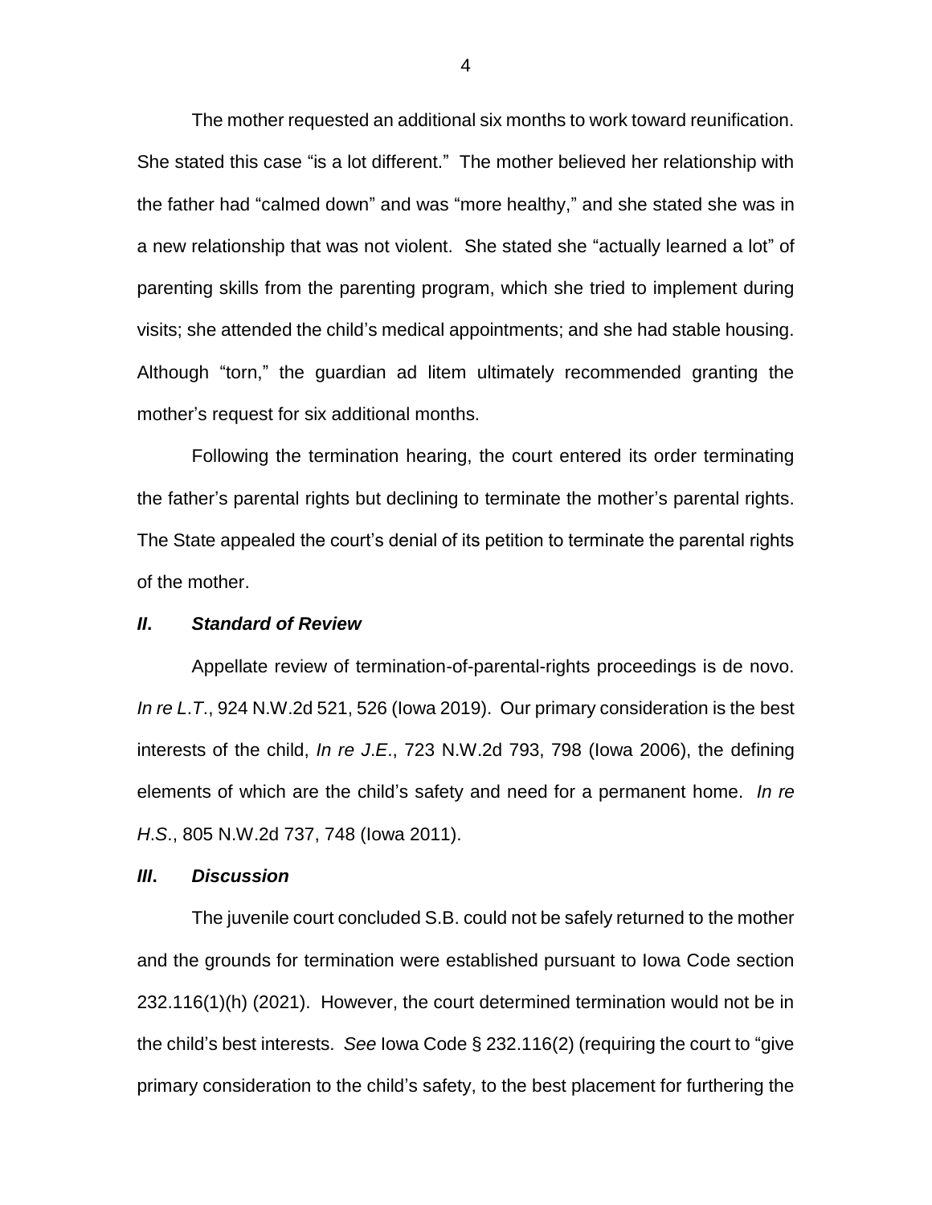The mother requested an additional six months to work toward reunification. She stated this case "is a lot different." The mother believed her relationship with the father had "calmed down" and was "more healthy," and she stated she was in a new relationship that was not violent. She stated she "actually learned a lot" of parenting skills from the parenting program, which she tried to implement during visits; she attended the child's medical appointments; and she had stable housing. Although "torn," the guardian ad litem ultimately recommended granting the mother's request for six additional months.

Following the termination hearing, the court entered its order terminating the father's parental rights but declining to terminate the mother's parental rights. The State appealed the court's denial of its petition to terminate the parental rights of the mother.

## ***II. Standard of Review***

Appellate review of termination-of-parental-rights proceedings is de novo. *In re L.T.*, 924 N.W.2d 521, 526 (Iowa 2019). Our primary consideration is the best interests of the child, *In re J.E.*, 723 N.W.2d 793, 798 (Iowa 2006), the defining elements of which are the child's safety and need for a permanent home. *In re H.S.*, 805 N.W.2d 737, 748 (Iowa 2011).

## ***III. Discussion***

The juvenile court concluded S.B. could not be safely returned to the mother and the grounds for termination were established pursuant to Iowa Code section 232.116(1)(h) (2021). However, the court determined termination would not be in the child's best interests. *See* Iowa Code § 232.116(2) (requiring the court to "give primary consideration to the child's safety, to the best placement for furthering the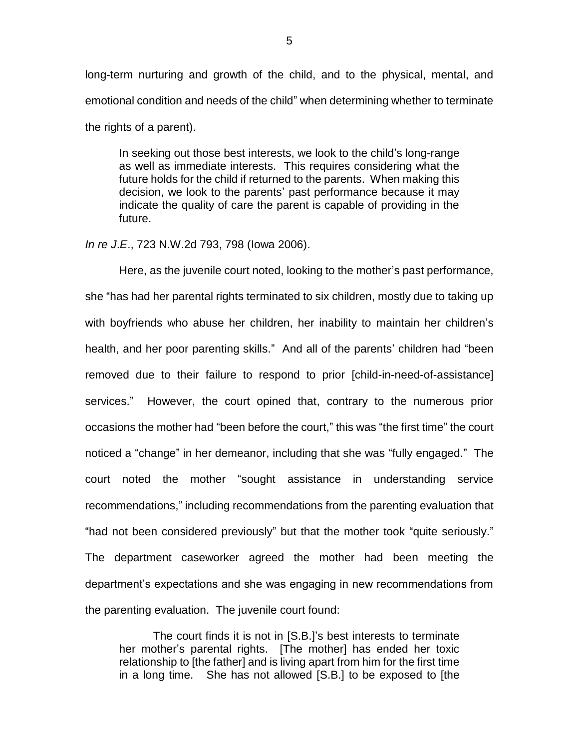long-term nurturing and growth of the child, and to the physical, mental, and emotional condition and needs of the child" when determining whether to terminate the rights of a parent).

> In seeking out those best interests, we look to the child's long-range as well as immediate interests. This requires considering what the future holds for the child if returned to the parents. When making this decision, we look to the parents' past performance because it may indicate the quality of care the parent is capable of providing in the future.

*In re J.E*., 723 N.W.2d 793, 798 (Iowa 2006).

Here, as the juvenile court noted, looking to the mother's past performance, she "has had her parental rights terminated to six children, mostly due to taking up with boyfriends who abuse her children, her inability to maintain her children's health, and her poor parenting skills." And all of the parents' children had "been removed due to their failure to respond to prior [child-in-need-of-assistance] services." However, the court opined that, contrary to the numerous prior occasions the mother had "been before the court," this was "the first time" the court noticed a "change" in her demeanor, including that she was "fully engaged." The court noted the mother "sought assistance in understanding service recommendations," including recommendations from the parenting evaluation that "had not been considered previously" but that the mother took "quite seriously." The department caseworker agreed the mother had been meeting the department's expectations and she was engaging in new recommendations from the parenting evaluation. The juvenile court found:

> The court finds it is not in [S.B.]'s best interests to terminate her mother's parental rights. [The mother] has ended her toxic relationship to [the father] and is living apart from him for the first time in a long time. She has not allowed [S.B.] to be exposed to [the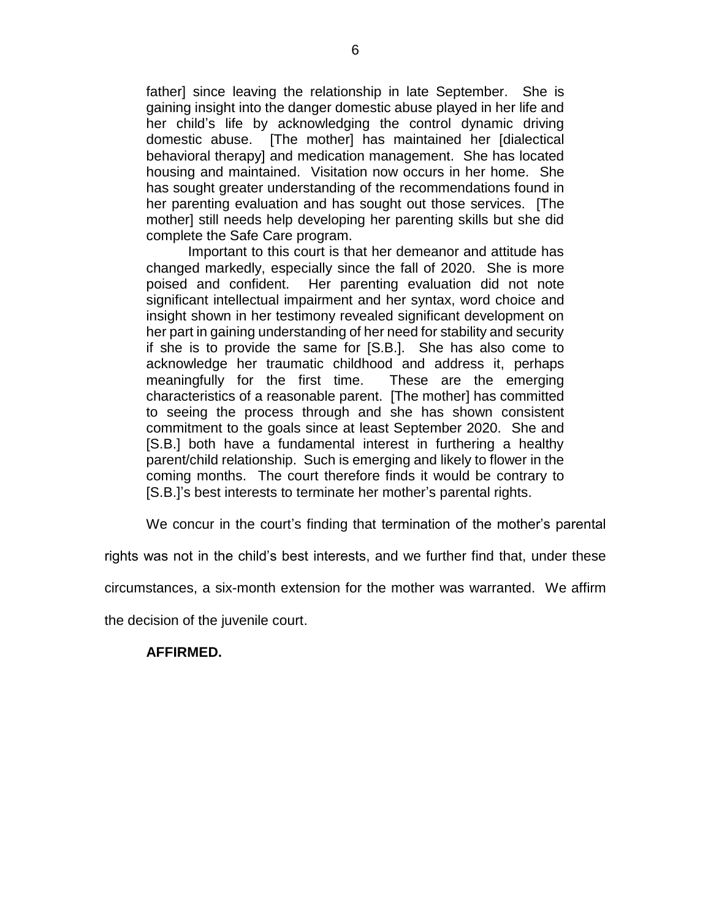> father] since leaving the relationship in late September. She is gaining insight into the danger domestic abuse played in her life and her child's life by acknowledging the control dynamic driving domestic abuse. [The mother] has maintained her [dialectical behavioral therapy] and medication management. She has located housing and maintained. Visitation now occurs in her home. She has sought greater understanding of the recommendations found in her parenting evaluation and has sought out those services. [The mother] still needs help developing her parenting skills but she did complete the Safe Care program.
>
> Important to this court is that her demeanor and attitude has changed markedly, especially since the fall of 2020. She is more poised and confident. Her parenting evaluation did not note significant intellectual impairment and her syntax, word choice and insight shown in her testimony revealed significant development on her part in gaining understanding of her need for stability and security if she is to provide the same for [S.B.]. She has also come to acknowledge her traumatic childhood and address it, perhaps meaningfully for the first time. These are the emerging characteristics of a reasonable parent. [The mother] has committed to seeing the process through and she has shown consistent commitment to the goals since at least September 2020. She and [S.B.] both have a fundamental interest in furthering a healthy parent/child relationship. Such is emerging and likely to flower in the coming months. The court therefore finds it would be contrary to [S.B.]'s best interests to terminate her mother's parental rights.

We concur in the court's finding that termination of the mother's parental rights was not in the child's best interests, and we further find that, under these circumstances, a six-month extension for the mother was warranted. We affirm the decision of the juvenile court.

**AFFIRMED.**